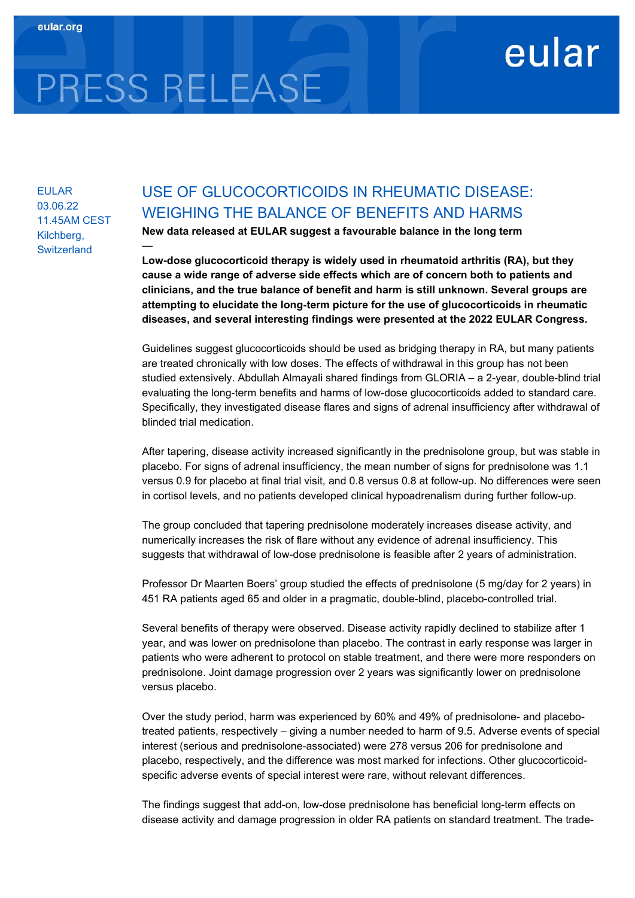# PRESS RELEASE

eular

EULAR
03.06.22
11.45AM CEST
Kilchberg, Switzerland

## USE OF GLUCOCORTICOIDS IN RHEUMATIC DISEASE: WEIGHING THE BALANCE OF BENEFITS AND HARMS

**New data released at EULAR suggest a favourable balance in the long term**

—

**Low-dose glucocorticoid therapy is widely used in rheumatoid arthritis (RA), but they cause a wide range of adverse side effects which are of concern both to patients and clinicians, and the true balance of benefit and harm is still unknown. Several groups are attempting to elucidate the long-term picture for the use of glucocorticoids in rheumatic diseases, and several interesting findings were presented at the 2022 EULAR Congress.**

Guidelines suggest glucocorticoids should be used as bridging therapy in RA, but many patients are treated chronically with low doses. The effects of withdrawal in this group has not been studied extensively. Abdullah Almayali shared findings from GLORIA – a 2-year, double-blind trial evaluating the long-term benefits and harms of low-dose glucocorticoids added to standard care. Specifically, they investigated disease flares and signs of adrenal insufficiency after withdrawal of blinded trial medication.

After tapering, disease activity increased significantly in the prednisolone group, but was stable in placebo. For signs of adrenal insufficiency, the mean number of signs for prednisolone was 1.1 versus 0.9 for placebo at final trial visit, and 0.8 versus 0.8 at follow-up. No differences were seen in cortisol levels, and no patients developed clinical hypoadrenalism during further follow-up.

The group concluded that tapering prednisolone moderately increases disease activity, and numerically increases the risk of flare without any evidence of adrenal insufficiency. This suggests that withdrawal of low-dose prednisolone is feasible after 2 years of administration.

Professor Dr Maarten Boers' group studied the effects of prednisolone (5 mg/day for 2 years) in 451 RA patients aged 65 and older in a pragmatic, double-blind, placebo-controlled trial.

Several benefits of therapy were observed. Disease activity rapidly declined to stabilize after 1 year, and was lower on prednisolone than placebo. The contrast in early response was larger in patients who were adherent to protocol on stable treatment, and there were more responders on prednisolone. Joint damage progression over 2 years was significantly lower on prednisolone versus placebo.

Over the study period, harm was experienced by 60% and 49% of prednisolone- and placebo-treated patients, respectively – giving a number needed to harm of 9.5. Adverse events of special interest (serious and prednisolone-associated) were 278 versus 206 for prednisolone and placebo, respectively, and the difference was most marked for infections. Other glucocorticoid-specific adverse events of special interest were rare, without relevant differences.

The findings suggest that add-on, low-dose prednisolone has beneficial long-term effects on disease activity and damage progression in older RA patients on standard treatment. The trade-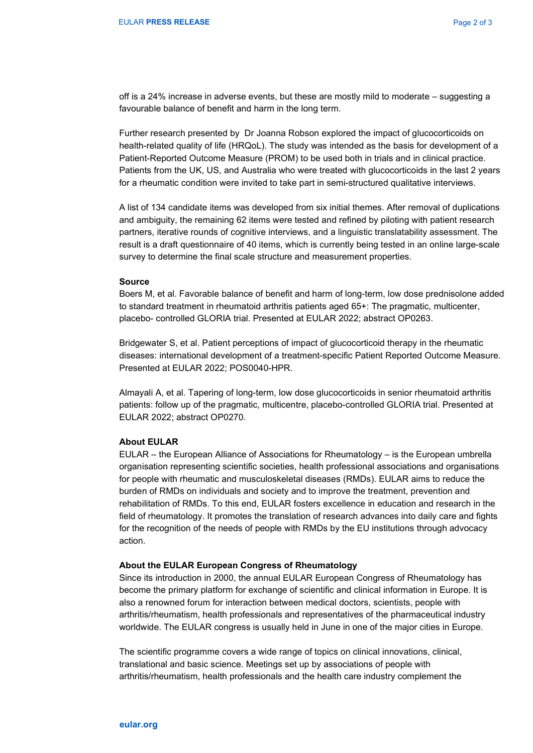off is a 24% increase in adverse events, but these are mostly mild to moderate – suggesting a favourable balance of benefit and harm in the long term.

Further research presented by Dr Joanna Robson explored the impact of glucocorticoids on health-related quality of life (HRQoL). The study was intended as the basis for development of a Patient-Reported Outcome Measure (PROM) to be used both in trials and in clinical practice. Patients from the UK, US, and Australia who were treated with glucocorticoids in the last 2 years for a rheumatic condition were invited to take part in semi-structured qualitative interviews.

A list of 134 candidate items was developed from six initial themes. After removal of duplications and ambiguity, the remaining 62 items were tested and refined by piloting with patient research partners, iterative rounds of cognitive interviews, and a linguistic translatability assessment. The result is a draft questionnaire of 40 items, which is currently being tested in an online large-scale survey to determine the final scale structure and measurement properties.

**Source**

Boers M, et al. Favorable balance of benefit and harm of long-term, low dose prednisolone added to standard treatment in rheumatoid arthritis patients aged 65+: The pragmatic, multicenter, placebo- controlled GLORIA trial. Presented at EULAR 2022; abstract OP0263.

Bridgewater S, et al. Patient perceptions of impact of glucocorticoid therapy in the rheumatic diseases: international development of a treatment-specific Patient Reported Outcome Measure. Presented at EULAR 2022; POS0040-HPR.

Almayali A, et al. Tapering of long-term, low dose glucocorticoids in senior rheumatoid arthritis patients: follow up of the pragmatic, multicentre, placebo-controlled GLORIA trial. Presented at EULAR 2022; abstract OP0270.

**About EULAR**

EULAR – the European Alliance of Associations for Rheumatology – is the European umbrella organisation representing scientific societies, health professional associations and organisations for people with rheumatic and musculoskeletal diseases (RMDs). EULAR aims to reduce the burden of RMDs on individuals and society and to improve the treatment, prevention and rehabilitation of RMDs. To this end, EULAR fosters excellence in education and research in the field of rheumatology. It promotes the translation of research advances into daily care and fights for the recognition of the needs of people with RMDs by the EU institutions through advocacy action.

**About the EULAR European Congress of Rheumatology**

Since its introduction in 2000, the annual EULAR European Congress of Rheumatology has become the primary platform for exchange of scientific and clinical information in Europe. It is also a renowned forum for interaction between medical doctors, scientists, people with arthritis/rheumatism, health professionals and representatives of the pharmaceutical industry worldwide. The EULAR congress is usually held in June in one of the major cities in Europe.

The scientific programme covers a wide range of topics on clinical innovations, clinical, translational and basic science. Meetings set up by associations of people with arthritis/rheumatism, health professionals and the health care industry complement the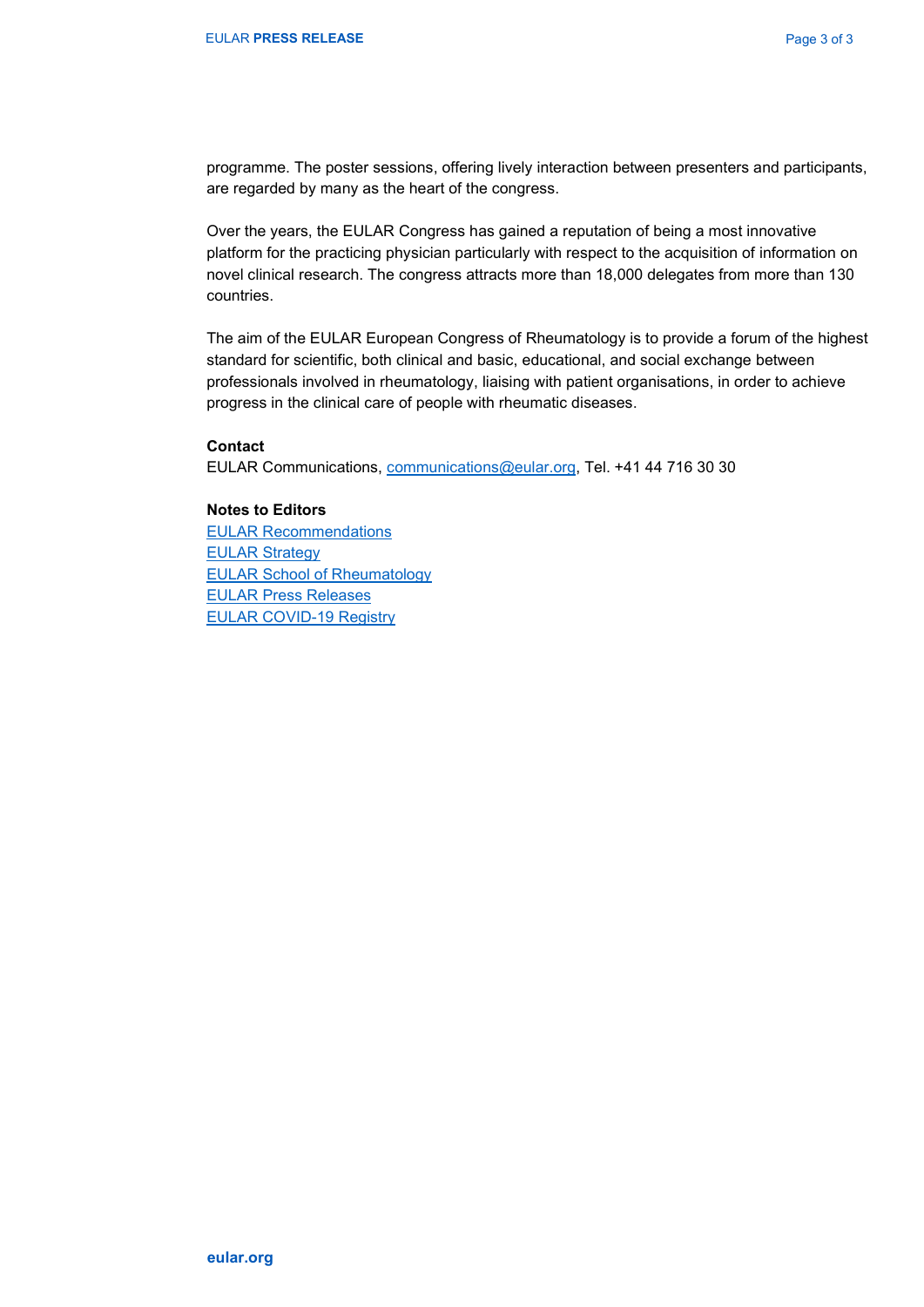programme. The poster sessions, offering lively interaction between presenters and participants, are regarded by many as the heart of the congress.

Over the years, the EULAR Congress has gained a reputation of being a most innovative platform for the practicing physician particularly with respect to the acquisition of information on novel clinical research. The congress attracts more than 18,000 delegates from more than 130 countries.

The aim of the EULAR European Congress of Rheumatology is to provide a forum of the highest standard for scientific, both clinical and basic, educational, and social exchange between professionals involved in rheumatology, liaising with patient organisations, in order to achieve progress in the clinical care of people with rheumatic diseases.

**Contact**
EULAR Communications, communications@eular.org, Tel. +41 44 716 30 30

**Notes to Editors**
EULAR Recommendations
EULAR Strategy
EULAR School of Rheumatology
EULAR Press Releases
EULAR COVID-19 Registry